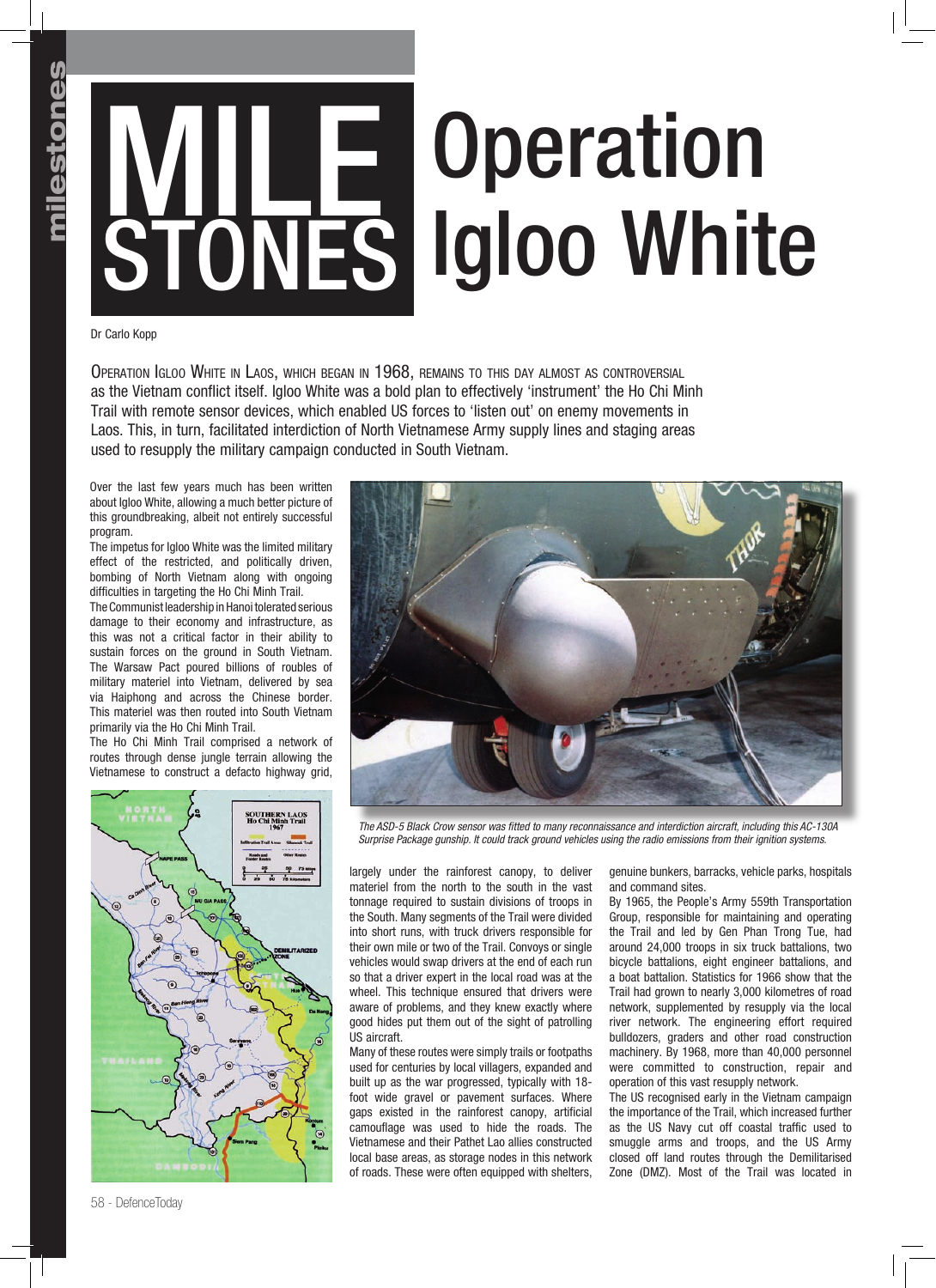# MILESTONES Operation Igloo White

Dr Carlo Kopp

OPERATION IGLOO WHITE IN LAOS, WHICH BEGAN IN 1968, REMAINS TO THIS DAY ALMOST AS CONTROVERSIAL as the Vietnam conflict itself. Igloo White was a bold plan to effectively 'instrument' the Ho Chi Minh Trail with remote sensor devices, which enabled US forces to 'listen out' on enemy movements in Laos. This, in turn, facilitated interdiction of North Vietnamese Army supply lines and staging areas used to resupply the military campaign conducted in South Vietnam.

Over the last few years much has been written about Igloo White, allowing a much better picture of this groundbreaking, albeit not entirely successful program.

The impetus for Igloo White was the limited military effect of the restricted, and politically driven, bombing of North Vietnam along with ongoing difficulties in targeting the Ho Chi Minh Trail.

The Communist leadership in Hanoi tolerated serious damage to their economy and infrastructure, as this was not a critical factor in their ability to sustain forces on the ground in South Vietnam. The Warsaw Pact poured billions of roubles of military materiel into Vietnam, delivered by sea via Haiphong and across the Chinese border. This materiel was then routed into South Vietnam primarily via the Ho Chi Minh Trail.

The Ho Chi Minh Trail comprised a network of routes through dense jungle terrain allowing the Vietnamese to construct a defacto highway grid, largely under the rainforest canopy, to deliver materiel from the north to the south in the vast tonnage required to sustain divisions of troops in the South. Many segments of the Trail were divided into short runs, with truck drivers responsible for their own mile or two of the Trail. Convoys or single vehicles would swap drivers at the end of each run so that a driver expert in the local road was at the wheel. This technique ensured that drivers were aware of problems, and they knew exactly where good hides put them out of the sight of patrolling US aircraft.

*The ASD-5 Black Crow sensor was fitted to many reconnaissance and interdiction aircraft, including this AC-130A Surprise Package gunship. It could track ground vehicles using the radio emissions from their ignition systems.*

Many of these routes were simply trails or footpaths used for centuries by local villagers, expanded and built up as the war progressed, typically with 18-foot wide gravel or pavement surfaces. Where gaps existed in the rainforest canopy, artificial camouflage was used to hide the roads. The Vietnamese and their Pathet Lao allies constructed local base areas, as storage nodes in this network of roads. These were often equipped with shelters, genuine bunkers, barracks, vehicle parks, hospitals and command sites.

By 1965, the People's Army 559th Transportation Group, responsible for maintaining and operating the Trail and led by Gen Phan Trong Tue, had around 24,000 troops in six truck battalions, two bicycle battalions, eight engineer battalions, and a boat battalion. Statistics for 1966 show that the Trail had grown to nearly 3,000 kilometres of road network, supplemented by resupply via the local river network. The engineering effort required bulldozers, graders and other road construction machinery. By 1968, more than 40,000 personnel were committed to construction, repair and operation of this vast resupply network.

The US recognised early in the Vietnam campaign the importance of the Trail, which increased further as the US Navy cut off coastal traffic used to smuggle arms and troops, and the US Army closed off land routes through the Demilitarised Zone (DMZ). Most of the Trail was located in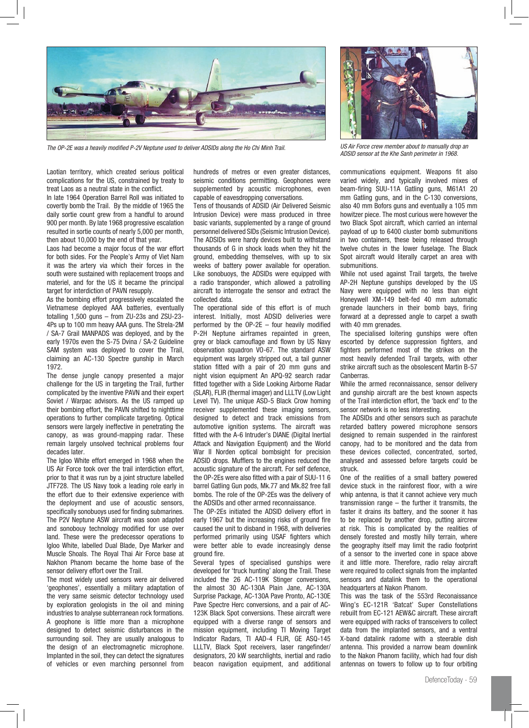The OP-2E was a heavily modified P-2V Neptune used to deliver ADSIDs along the Ho Chi Minh Trail.

US Air Force crew member about to manually drop an ADSID sensor at the Khe Sanh perimeter in 1968.

Laotian territory, which created serious political complications for the US, constrained by treaty to treat Laos as a neutral state in the conflict.

In late 1964 Operation Barrel Roll was initiated to covertly bomb the Trail. By the middle of 1965 the daily sortie count grew from a handful to around 900 per month. By late 1968 progressive escalation resulted in sortie counts of nearly 5,000 per month, then about 10,000 by the end of that year.

Laos had become a major focus of the war effort for both sides. For the People's Army of Viet Nam it was the artery via which their forces in the south were sustained with replacement troops and materiel, and for the US it became the principal target for interdiction of PAVN resupply.

As the bombing effort progressively escalated the Vietnamese deployed AAA batteries, eventually totalling 1,500 guns – from ZU-23s and ZSU-23-4Ps up to 100 mm heavy AAA guns. The Strela-2M / SA-7 Grail MANPADS was deployed, and by the early 1970s even the S-75 Dvina / SA-2 Guideline SAM system was deployed to cover the Trail, claiming an AC-130 Spectre gunship in March 1972.

The dense jungle canopy presented a major challenge for the US in targeting the Trail, further complicated by the inventive PAVN and their expert Soviet / Warpac advisors. As the US ramped up their bombing effort, the PAVN shifted to nighttime operations to further complicate targeting. Optical sensors were largely ineffective in penetrating the canopy, as was ground-mapping radar. These remain largely unsolved technical problems four decades later.

The Igloo White effort emerged in 1968 when the US Air Force took over the trail interdiction effort, prior to that it was run by a joint structure labelled JTF728. The US Navy took a leading role early in the effort due to their extensive experience with the deployment and use of acoustic sensors, specifically sonobuoys used for finding submarines. The P2V Neptune ASW aircraft was soon adapted and sonobouy technology modified for use over land. These were the predecessor operations to Igloo White, labelled Dual Blade, Dye Marker and Muscle Shoals. The Royal Thai Air Force base at Nakhon Phanom became the home base of the sensor delivery effort over the Trail.

The most widely used sensors were air delivered 'geophones', essentially a military adaptation of the very same seismic detector technology used by exploration geologists in the oil and mining industries to analyse subterranean rock formations. A geophone is little more than a microphone designed to detect seismic disturbances in the surrounding soil. They are usually analogous to the design of an electromagnetic microphone. Implanted in the soil, they can detect the signatures of vehicles or even marching personnel from hundreds of metres or even greater distances, seismic conditions permitting. Geophones were supplemented by acoustic microphones, even capable of eavesdropping conversations.

Tens of thousands of ADSID (Air Delivered Seismic Intrusion Device) were mass produced in three basic variants, supplemented by a range of ground personnel delivered SIDs (Seismic Intrusion Device). The ADSIDs were hardy devices built to withstand thousands of G in shock loads when they hit the ground, embedding themselves, with up to six weeks of battery power available for operation. Like sonobuoys, the ADSIDs were equipped with a radio transponder, which allowed a patrolling aircraft to interrogate the sensor and extract the collected data.

The operational side of this effort is of much interest. Initially, most ADSID deliveries were performed by the OP-2E – four heavily modified P-2H Neptune airframes repainted in green, grey or black camouflage and flown by US Navy observation squadron VO-67. The standard ASW equipment was largely stripped out, a tail gunner station fitted with a pair of 20 mm guns and night vision equipment An APQ-92 search radar fitted together with a Side Looking Airborne Radar (SLAR), FLIR (thermal imager) and LLLTV (Low Light Level TV). The unique ASD-5 Black Crow homing receiver supplemented these imaging sensors, designed to detect and track emissions from automotive ignition systems. The aircraft was fitted with the A-6 Intruder's DIANE (Digital Inertial Attack and Navigation Equipment) and the World War II Norden optical bombsight for precision ADSID drops. Mufflers to the engines reduced the acoustic signature of the aircraft. For self defence, the OP-2Es were also fitted with a pair of SUU-11 6 barrel Gatling Gun pods, Mk.77 and Mk.82 free fall bombs. The role of the OP-2Es was the delivery of the ADSIDs and other armed reconnaissance.

The OP-2Es initiated the ADSID delivery effort in early 1967 but the increasing risks of ground fire caused the unit to disband in 1968, with deliveries performed primarily using USAF fighters which were better able to evade increasingly dense ground fire.

Several types of specialised gunships were developed for 'truck hunting' along the Trail. These included the 26 AC-119K Stinger conversions, the almost 30 AC-130A Plain Jane, AC-130A Surprise Package, AC-130A Pave Pronto, AC-130E Pave Spectre Herc conversions, and a pair of AC-123K Black Spot conversions. These aircraft were equipped with a diverse range of sensors and mission equipment, including TI Moving Target Indicator Radars, TI AAD-4 FLIR, GE ASQ-145 LLLTV, Black Spot receivers, laser rangefinder/designators, 20 kW searchlights, inertial and radio beacon navigation equipment, and additional communications equipment. Weapons fit also varied widely, and typically involved mixes of beam-firing SUU-11A Gatling guns, M61A1 20 mm Gatling guns, and in the C-130 conversions, also 40 mm Bofors guns and eventually a 105 mm howitzer piece. The most curious were however the two Black Spot aircraft, which carried an internal payload of up to 6400 cluster bomb submunitions in two containers, these being released through twelve chutes in the lower fuselage. The Black Spot aircraft would literally carpet an area with submunitions.

While not used against Trail targets, the twelve AP-2H Neptune gunships developed by the US Navy were equipped with no less than eight Honeywell XM-149 belt-fed 40 mm automatic grenade launchers in their bomb bays, firing forward at a depressed angle to carpet a swath with 40 mm grenades.

The specialised loitering gunships were often escorted by defence suppression fighters, and fighters performed most of the strikes on the most heavily defended Trail targets, with other strike aircraft such as the obsolescent Martin B-57 Canberras.

While the armed reconnaissance, sensor delivery and gunship aircraft are the best known aspects of the Trail interdiction effort, the 'back end' to the sensor network is no less interesting.

The ADSIDs and other sensors such as parachute retarded battery powered microphone sensors designed to remain suspended in the rainforest canopy, had to be monitored and the data from these devices collected, concentrated, sorted, analysed and assessed before targets could be struck.

One of the realities of a small battery powered device stuck in the rainforest floor, with a wire whip antenna, is that it cannot achieve very much transmission range – the further it transmits, the faster it drains its battery, and the sooner it has to be replaced by another drop, putting aircrew at risk. This is complicated by the realities of densely forested and mostly hilly terrain, where the geography itself may limit the radio footprint of a sensor to the inverted cone in space above it and little more. Therefore, radio relay aircraft were required to collect signals from the implanted sensors and datalink them to the operational headquarters at Nakon Phanom.

This was the task of the 553rd Reconaissance Wing's EC-121R 'Batcat' Super Constellations rebuilt from EC-121 AEW&C aircraft. These aircraft were equipped with racks of transceivers to collect data from the implanted sensors, and a ventral X-band datalink radome with a steerable dish antenna. This provided a narrow beam downlink to the Nakon Phanom facility, which had four dish antennas on towers to follow up to four orbiting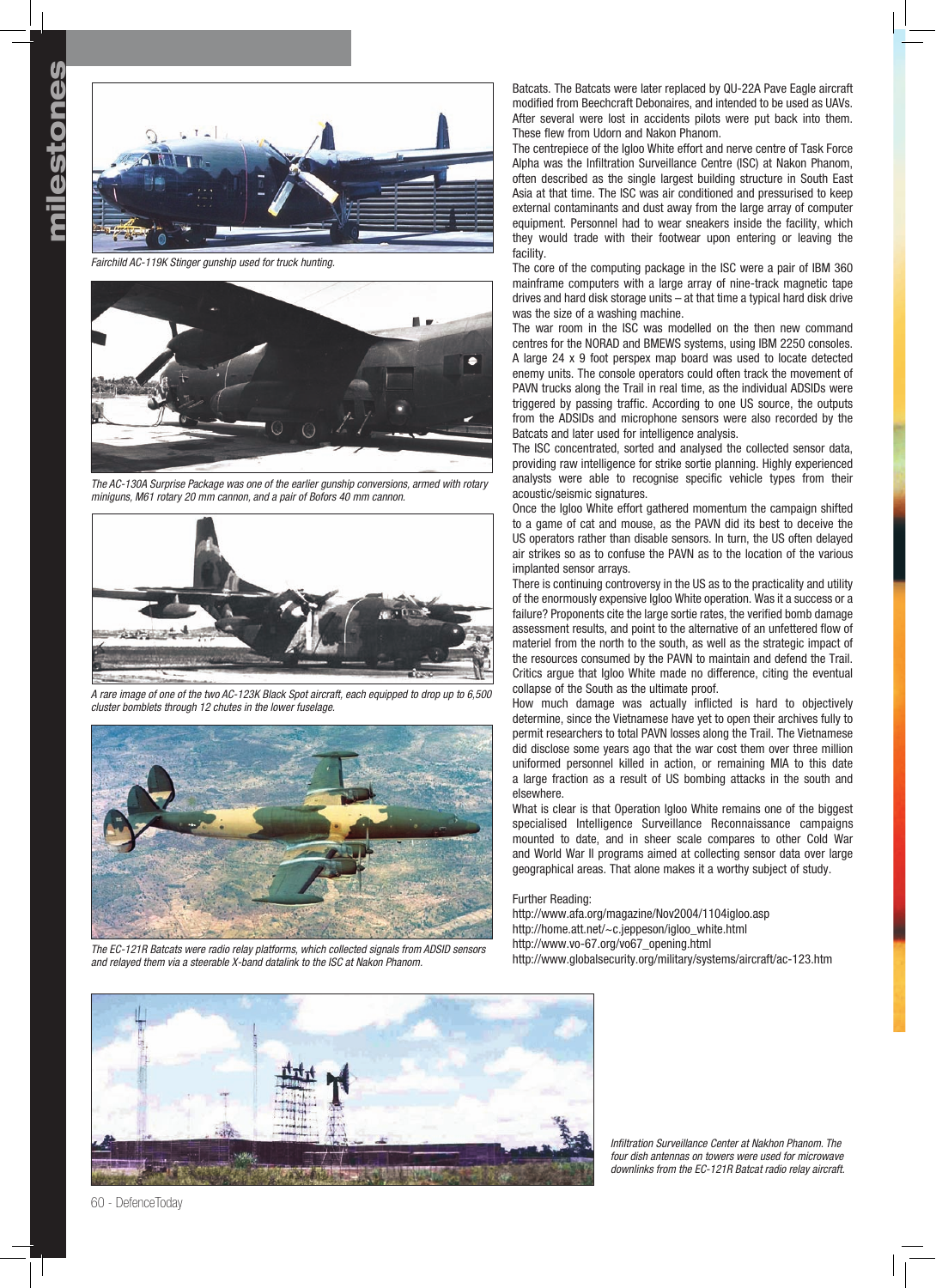Fairchild AC-119K Stinger gunship used for truck hunting.

The AC-130A Surprise Package was one of the earlier gunship conversions, armed with rotary miniguns, M61 rotary 20 mm cannon, and a pair of Bofors 40 mm cannon.

A rare image of one of the two AC-123K Black Spot aircraft, each equipped to drop up to 6,500 cluster bomblets through 12 chutes in the lower fuselage.

The EC-121R Batcats were radio relay platforms, which collected signals from ADSID sensors and relayed them via a steerable X-band datalink to the ISC at Nakon Phanom.

Batcats. The Batcats were later replaced by QU-22A Pave Eagle aircraft modified from Beechcraft Debonaires, and intended to be used as UAVs. After several were lost in accidents pilots were put back into them. These flew from Udorn and Nakon Phanom.

The centrepiece of the Igloo White effort and nerve centre of Task Force Alpha was the Infiltration Surveillance Centre (ISC) at Nakon Phanom, often described as the single largest building structure in South East Asia at that time. The ISC was air conditioned and pressurised to keep external contaminants and dust away from the large array of computer equipment. Personnel had to wear sneakers inside the facility, which they would trade with their footwear upon entering or leaving the facility.

The core of the computing package in the ISC were a pair of IBM 360 mainframe computers with a large array of nine-track magnetic tape drives and hard disk storage units – at that time a typical hard disk drive was the size of a washing machine.

The war room in the ISC was modelled on the then new command centres for the NORAD and BMEWS systems, using IBM 2250 consoles. A large 24 x 9 foot perspex map board was used to locate detected enemy units. The console operators could often track the movement of PAVN trucks along the Trail in real time, as the individual ADSIDs were triggered by passing traffic. According to one US source, the outputs from the ADSIDs and microphone sensors were also recorded by the Batcats and later used for intelligence analysis.

The ISC concentrated, sorted and analysed the collected sensor data, providing raw intelligence for strike sortie planning. Highly experienced analysts were able to recognise specific vehicle types from their acoustic/seismic signatures.

Once the Igloo White effort gathered momentum the campaign shifted to a game of cat and mouse, as the PAVN did its best to deceive the US operators rather than disable sensors. In turn, the US often delayed air strikes so as to confuse the PAVN as to the location of the various implanted sensor arrays.

There is continuing controversy in the US as to the practicality and utility of the enormously expensive Igloo White operation. Was it a success or a failure? Proponents cite the large sortie rates, the verified bomb damage assessment results, and point to the alternative of an unfettered flow of materiel from the north to the south, as well as the strategic impact of the resources consumed by the PAVN to maintain and defend the Trail. Critics argue that Igloo White made no difference, citing the eventual collapse of the South as the ultimate proof.

How much damage was actually inflicted is hard to objectively determine, since the Vietnamese have yet to open their archives fully to permit researchers to total PAVN losses along the Trail. The Vietnamese did disclose some years ago that the war cost them over three million uniformed personnel killed in action, or remaining MIA to this date a large fraction as a result of US bombing attacks in the south and elsewhere.

What is clear is that Operation Igloo White remains one of the biggest specialised Intelligence Surveillance Reconnaissance campaigns mounted to date, and in sheer scale compares to other Cold War and World War II programs aimed at collecting sensor data over large geographical areas. That alone makes it a worthy subject of study.

Further Reading:
http://www.afa.org/magazine/Nov2004/1104igloo.asp
http://home.att.net/~c.jeppeson/igloo_white.html
http://www.vo-67.org/vo67_opening.html
http://www.globalsecurity.org/military/systems/aircraft/ac-123.htm

Infiltration Surveillance Center at Nakhon Phanom. The four dish antennas on towers were used for microwave downlinks from the EC-121R Batcat radio relay aircraft.